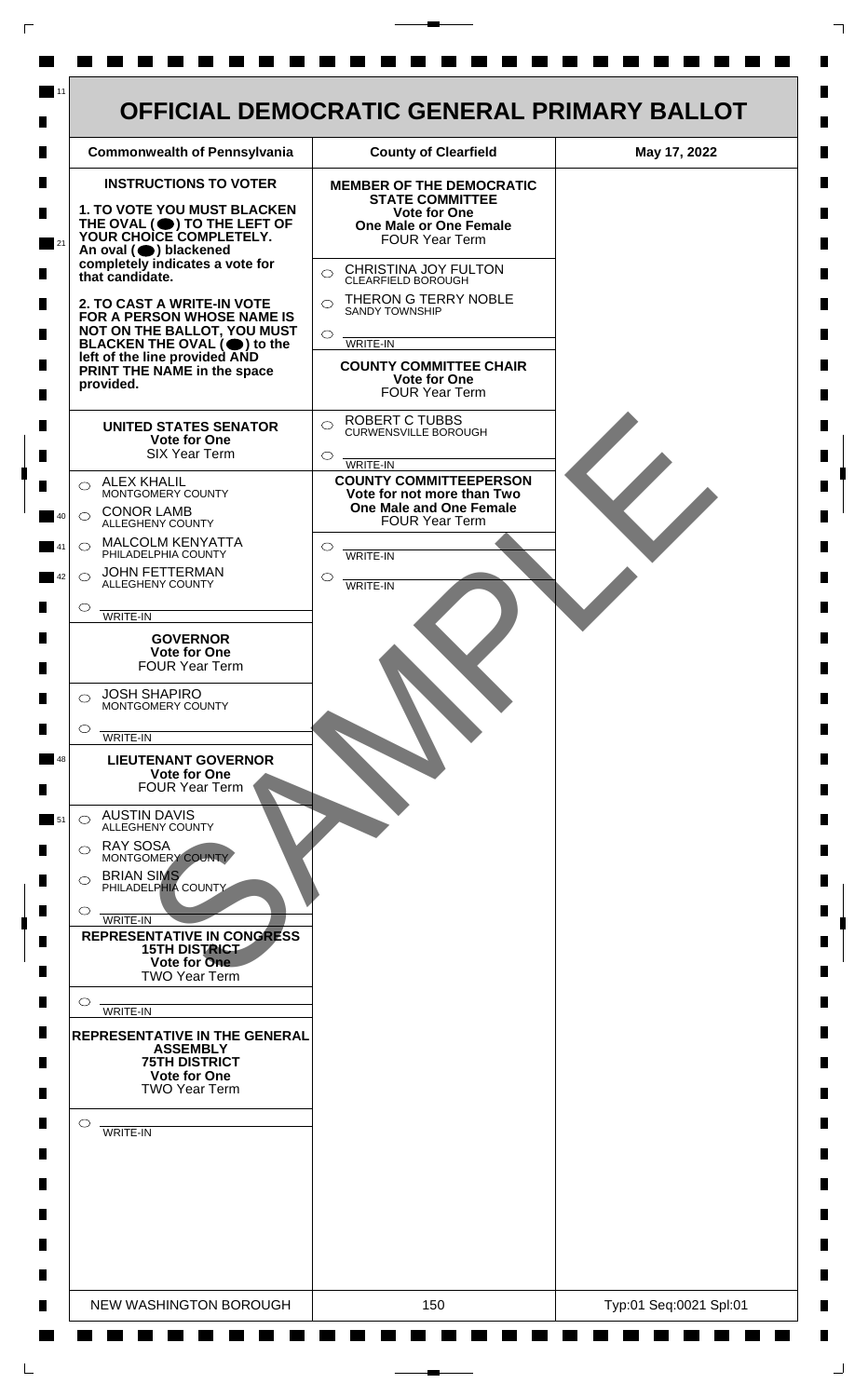# OFFICIAL DEMOCRATIC GENERAL PRIMARY BALLOT

| Commonwealth of Pennsylvania | County of Clearfield | May 17, 2022 |
|---|---|---|

## INSTRUCTIONS TO VOTER

**1. TO VOTE YOU MUST BLACKEN THE OVAL (⬤) TO THE LEFT OF YOUR CHOICE COMPLETELY.** An oval (⬤) blackened completely indicates a vote for that candidate.

**2. TO CAST A WRITE-IN VOTE FOR A PERSON WHOSE NAME IS NOT ON THE BALLOT, YOU MUST BLACKEN THE OVAL (⬤) to the left of the line provided AND PRINT THE NAME in the space provided.**

### UNITED STATES SENATOR
**Vote for One**
SIX Year Term

- ○ ALEX KHALIL — MONTGOMERY COUNTY
- ○ CONOR LAMB — ALLEGHENY COUNTY
- ○ MALCOLM KENYATTA — PHILADELPHIA COUNTY
- ○ JOHN FETTERMAN — ALLEGHENY COUNTY
- ○ ________ WRITE-IN

### GOVERNOR
**Vote for One**
FOUR Year Term

- ○ JOSH SHAPIRO — MONTGOMERY COUNTY
- ○ ________ WRITE-IN

### LIEUTENANT GOVERNOR
**Vote for One**
FOUR Year Term

- ○ AUSTIN DAVIS — ALLEGHENY COUNTY
- ○ RAY SOSA — MONTGOMERY COUNTY
- ○ BRIAN SIMS — PHILADELPHIA COUNTY
- ○ ________ WRITE-IN

### REPRESENTATIVE IN CONGRESS
**15TH DISTRICT**
**Vote for One**
TWO Year Term

- ○ ________ WRITE-IN

### REPRESENTATIVE IN THE GENERAL ASSEMBLY
**75TH DISTRICT**
**Vote for One**
TWO Year Term

- ○ ________ WRITE-IN

### MEMBER OF THE DEMOCRATIC STATE COMMITTEE
**Vote for One**
**One Male or One Female**
FOUR Year Term

- ○ CHRISTINA JOY FULTON — CLEARFIELD BOROUGH
- ○ THERON G TERRY NOBLE — SANDY TOWNSHIP
- ○ ________ WRITE-IN

### COUNTY COMMITTEE CHAIR
**Vote for One**
FOUR Year Term

- ○ ROBERT C TUBBS — CURWENSVILLE BOROUGH
- ○ ________ WRITE-IN

### COUNTY COMMITTEEPERSON
**Vote for not more than Two**
**One Male and One Female**
FOUR Year Term

- ○ ________ WRITE-IN
- ○ ________ WRITE-IN

SAMPLE

| NEW WASHINGTON BOROUGH | 150 | Typ:01 Seq:0021 Spl:01 |
|---|---|---|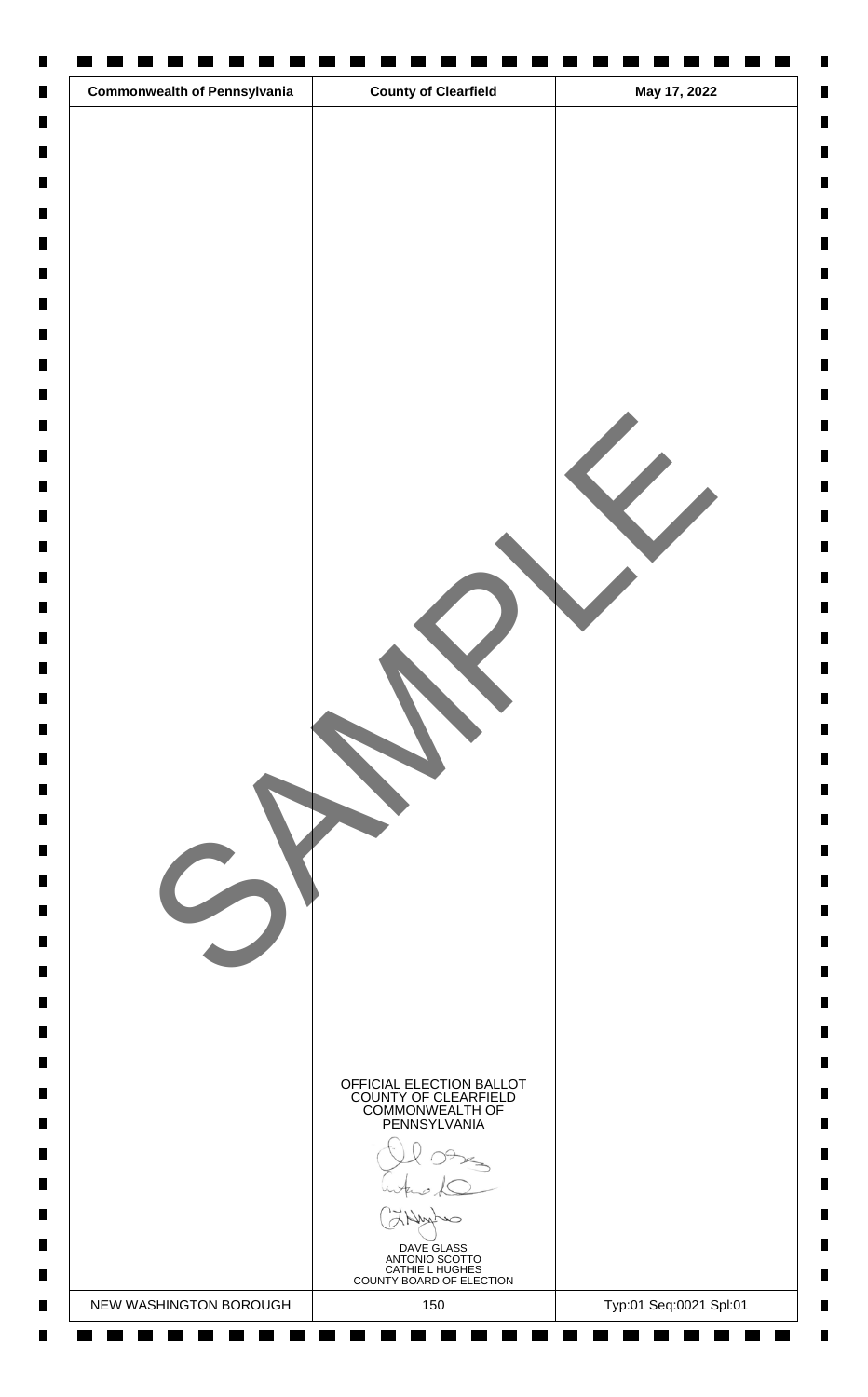| Commonwealth of Pennsylvania | County of Clearfield | May 17, 2022 |
|---|---|---|

SAMPLE

OFFICIAL ELECTION BALLOT
COUNTY OF CLEARFIELD
COMMONWEALTH OF
PENNSYLVANIA

DAVE GLASS
ANTONIO SCOTTO
CATHIE L HUGHES
COUNTY BOARD OF ELECTION

| NEW WASHINGTON BOROUGH | 150 | Typ:01 Seq:0021 Spl:01 |
|---|---|---|